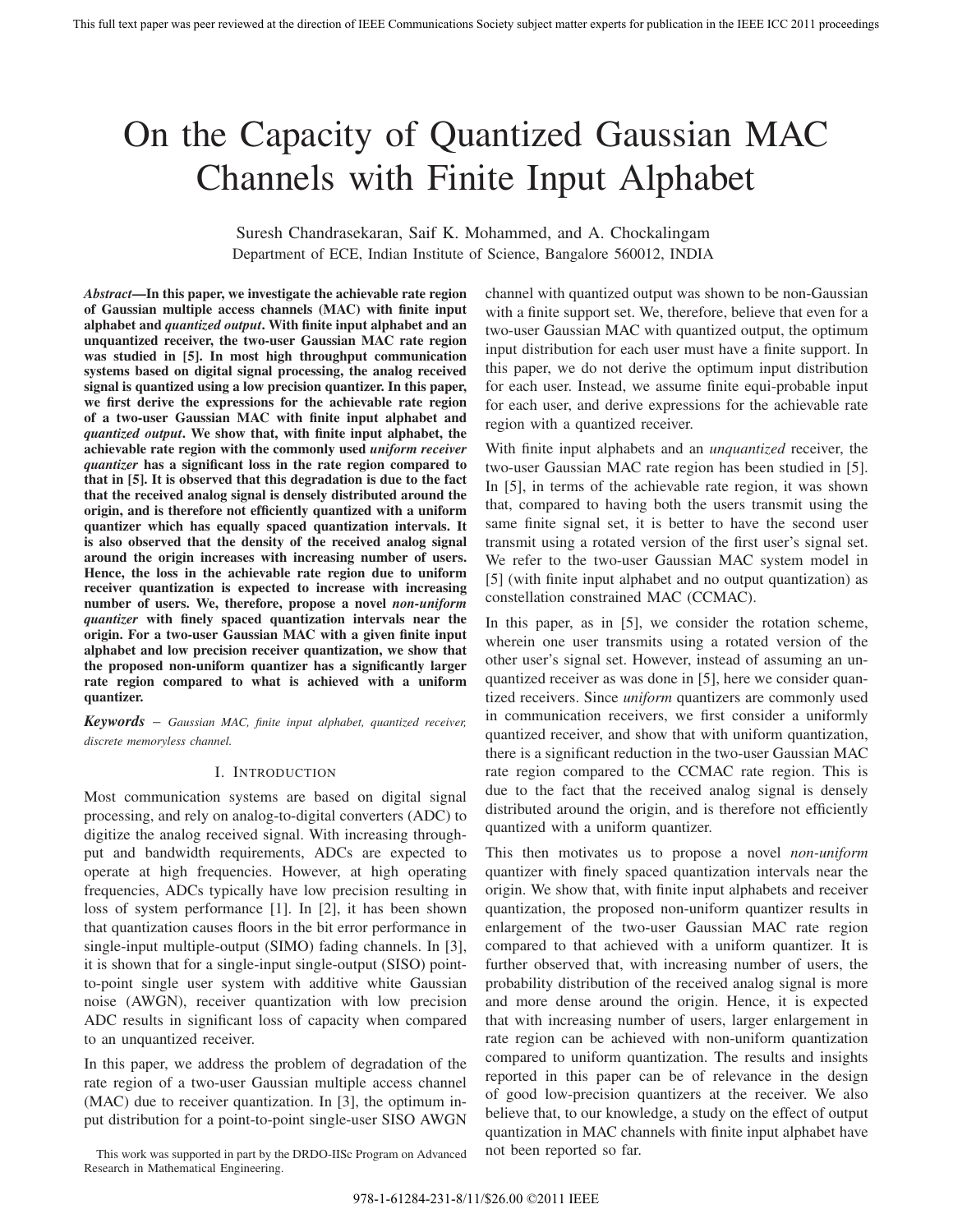# On the Capacity of Quantized Gaussian MAC Channels with Finite Input Alphabet

Suresh Chandrasekaran, Saif K. Mohammed, and A. Chockalingam
Department of ECE, Indian Institute of Science, Bangalore 560012, INDIA

***Abstract*—In this paper, we investigate the achievable rate region of Gaussian multiple access channels (MAC) with finite input alphabet and *quantized output*. With finite input alphabet and an unquantized receiver, the two-user Gaussian MAC rate region was studied in [5]. In most high throughput communication systems based on digital signal processing, the analog received signal is quantized using a low precision quantizer. In this paper, we first derive the expressions for the achievable rate region of a two-user Gaussian MAC with finite input alphabet and *quantized output*. We show that, with finite input alphabet, the achievable rate region with the commonly used *uniform receiver quantizer* has a significant loss in the rate region compared to that in [5]. It is observed that this degradation is due to the fact that the received analog signal is densely distributed around the origin, and is therefore not efficiently quantized with a uniform quantizer which has equally spaced quantization intervals. It is also observed that the density of the received analog signal around the origin increases with increasing number of users. Hence, the loss in the achievable rate region due to uniform receiver quantization is expected to increase with increasing number of users. We, therefore, propose a novel *non-uniform quantizer* with finely spaced quantization intervals near the origin. For a two-user Gaussian MAC with a given finite input alphabet and low precision receiver quantization, we show that the proposed non-uniform quantizer has a significantly larger rate region compared to what is achieved with a uniform quantizer.**

***Keywords*** – *Gaussian MAC, finite input alphabet, quantized receiver, discrete memoryless channel.*

## I. Introduction

Most communication systems are based on digital signal processing, and rely on analog-to-digital converters (ADC) to digitize the analog received signal. With increasing throughput and bandwidth requirements, ADCs are expected to operate at high frequencies. However, at high operating frequencies, ADCs typically have low precision resulting in loss of system performance [1]. In [2], it has been shown that quantization causes floors in the bit error performance in single-input multiple-output (SIMO) fading channels. In [3], it is shown that for a single-input single-output (SISO) point-to-point single user system with additive white Gaussian noise (AWGN), receiver quantization with low precision ADC results in significant loss of capacity when compared to an unquantized receiver.

In this paper, we address the problem of degradation of the rate region of a two-user Gaussian multiple access channel (MAC) due to receiver quantization. In [3], the optimum input distribution for a point-to-point single-user SISO AWGN channel with quantized output was shown to be non-Gaussian with a finite support set. We, therefore, believe that even for a two-user Gaussian MAC with quantized output, the optimum input distribution for each user must have a finite support. In this paper, we do not derive the optimum input distribution for each user. Instead, we assume finite equi-probable input for each user, and derive expressions for the achievable rate region with a quantized receiver.

With finite input alphabets and an *unquantized* receiver, the two-user Gaussian MAC rate region has been studied in [5]. In [5], in terms of the achievable rate region, it was shown that, compared to having both the users transmit using the same finite signal set, it is better to have the second user transmit using a rotated version of the first user's signal set. We refer to the two-user Gaussian MAC system model in [5] (with finite input alphabet and no output quantization) as constellation constrained MAC (CCMAC).

In this paper, as in [5], we consider the rotation scheme, wherein one user transmits using a rotated version of the other user's signal set. However, instead of assuming an unquantized receiver as was done in [5], here we consider quantized receivers. Since *uniform* quantizers are commonly used in communication receivers, we first consider a uniformly quantized receiver, and show that with uniform quantization, there is a significant reduction in the two-user Gaussian MAC rate region compared to the CCMAC rate region. This is due to the fact that the received analog signal is densely distributed around the origin, and is therefore not efficiently quantized with a uniform quantizer.

This then motivates us to propose a novel *non-uniform* quantizer with finely spaced quantization intervals near the origin. We show that, with finite input alphabets and receiver quantization, the proposed non-uniform quantizer results in enlargement of the two-user Gaussian MAC rate region compared to that achieved with a uniform quantizer. It is further observed that, with increasing number of users, the probability distribution of the received analog signal is more and more dense around the origin. Hence, it is expected that with increasing number of users, larger enlargement in rate region can be achieved with non-uniform quantization compared to uniform quantization. The results and insights reported in this paper can be of relevance in the design of good low-precision quantizers at the receiver. We also believe that, to our knowledge, a study on the effect of output quantization in MAC channels with finite input alphabet have not been reported so far.

This work was supported in part by the DRDO-IISc Program on Advanced Research in Mathematical Engineering.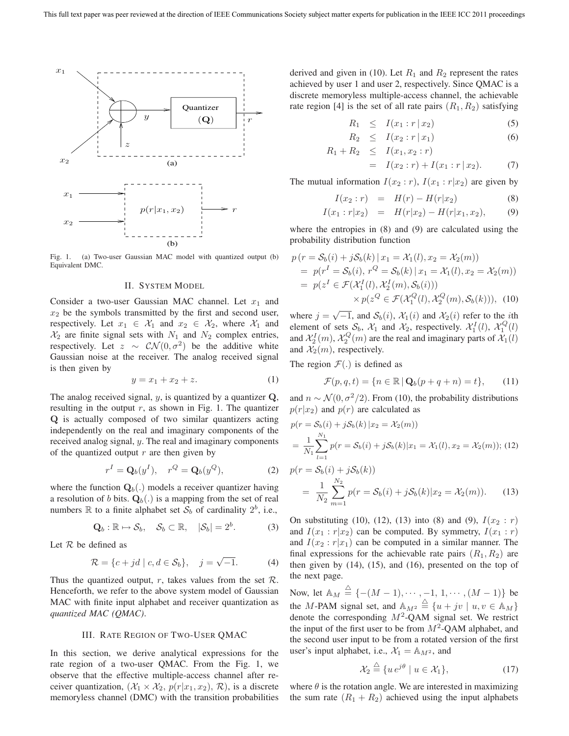Fig. 1. (a) Two-user Gaussian MAC model with quantized output (b) Equivalent DMC.

## II. System Model

Consider a two-user Gaussian MAC channel. Let $x_1$ and $x_2$ be the symbols transmitted by the first and second user, respectively. Let $x_1 \in \mathcal{X}_1$ and $x_2 \in \mathcal{X}_2$, where $\mathcal{X}_1$ and $\mathcal{X}_2$ are finite signal sets with $N_1$ and $N_2$ complex entries, respectively. Let $z \sim \mathcal{CN}(0, \sigma^2)$ be the additive white Gaussian noise at the receiver. The analog received signal is then given by

$$y = x_1 + x_2 + z. \tag{1}$$

The analog received signal, $y$, is quantized by a quantizer $\mathbf{Q}$, resulting in the output $r$, as shown in Fig. 1. The quantizer $\mathbf{Q}$ is actually composed of two similar quantizers acting independently on the real and imaginary components of the received analog signal, $y$. The real and imaginary components of the quantized output $r$ are then given by

$$r^I = \mathbf{Q}_b(y^I), \quad r^Q = \mathbf{Q}_b(y^Q), \tag{2}$$

where the function $\mathbf{Q}_b(.)$ models a receiver quantizer having a resolution of $b$ bits. $\mathbf{Q}_b(.)$ is a mapping from the set of real numbers $\mathbb{R}$ to a finite alphabet set $\mathcal{S}_b$ of cardinality $2^b$, i.e.,

$$\mathbf{Q}_b : \mathbb{R} \mapsto \mathcal{S}_b, \quad \mathcal{S}_b \subset \mathbb{R}, \quad |\mathcal{S}_b| = 2^b. \tag{3}$$

Let $\mathcal{R}$ be defined as

$$\mathcal{R} = \{c + jd \mid c, d \in \mathcal{S}_b\}, \quad j = \sqrt{-1}. \tag{4}$$

Thus the quantized output, $r$, takes values from the set $\mathcal{R}$. Henceforth, we refer to the above system model of Gaussian MAC with finite input alphabet and receiver quantization as *quantized MAC (QMAC)*.

## III. Rate Region of Two-User QMAC

In this section, we derive analytical expressions for the rate region of a two-user QMAC. From the Fig. 1, we observe that the effective multiple-access channel after receiver quantization, $(\mathcal{X}_1 \times \mathcal{X}_2,\, p(r|x_1, x_2),\, \mathcal{R})$, is a discrete memoryless channel (DMC) with the transition probabilities derived and given in (10). Let $R_1$ and $R_2$ represent the rates achieved by user 1 and user 2, respectively. Since QMAC is a discrete memoryless multiple-access channel, the achievable rate region [4] is the set of all rate pairs $(R_1, R_2)$ satisfying

$$R_1 \leq I(x_1 : r \mid x_2) \tag{5}$$

$$R_2 \leq I(x_2 : r \mid x_1) \tag{6}$$

$$\begin{aligned} R_1 + R_2 &\leq I(x_1, x_2 : r) \\ &= I(x_2 : r) + I(x_1 : r \mid x_2). \end{aligned} \tag{7}$$

The mutual information $I(x_2 : r)$, $I(x_1 : r|x_2)$ are given by

$$I(x_2 : r) = H(r) - H(r|x_2) \tag{8}$$

$$I(x_1 : r|x_2) = H(r|x_2) - H(r|x_1, x_2), \tag{9}$$

where the entropies in (8) and (9) are calculated using the probability distribution function

$$\begin{aligned} &p\left(r = \mathcal{S}_b(i) + j\mathcal{S}_b(k) \mid x_1 = \mathcal{X}_1(l), x_2 = \mathcal{X}_2(m)\right) \\ &= p(r^I = \mathcal{S}_b(i), r^Q = \mathcal{S}_b(k) \mid x_1 = \mathcal{X}_1(l), x_2 = \mathcal{X}_2(m)) \\ &= p(z^I \in \mathcal{F}(\mathcal{X}_1^I(l), \mathcal{X}_2^I(m), \mathcal{S}_b(i))) \\ &\qquad \times p(z^Q \in \mathcal{F}(\mathcal{X}_1^Q(l), \mathcal{X}_2^Q(m), \mathcal{S}_b(k))), \end{aligned} \tag{10}$$

where $j = \sqrt{-1}$, and $\mathcal{S}_b(i)$, $\mathcal{X}_1(i)$ and $\mathcal{X}_2(i)$ refer to the $i$th element of sets $\mathcal{S}_b$, $\mathcal{X}_1$ and $\mathcal{X}_2$, respectively. $\mathcal{X}_1^I(l)$, $\mathcal{X}_1^Q(l)$ and $\mathcal{X}_2^I(m)$, $\mathcal{X}_2^Q(m)$ are the real and imaginary parts of $\mathcal{X}_1(l)$ and $\mathcal{X}_2(m)$, respectively.

The region $\mathcal{F}(.)$ is defined as

$$\mathcal{F}(p, q, t) = \{n \in \mathbb{R} \mid \mathbf{Q}_b(p + q + n) = t\}, \tag{11}$$

and $n \sim \mathcal{N}(0, \sigma^2/2)$. From (10), the probability distributions $p(r|x_2)$ and $p(r)$ are calculated as

$$\begin{aligned} &p(r = \mathcal{S}_b(i) + j\mathcal{S}_b(k) \mid x_2 = \mathcal{X}_2(m)) \\ &= \frac{1}{N_1} \sum_{l=1}^{N_1} p(r = \mathcal{S}_b(i) + j\mathcal{S}_b(k) | x_1 = \mathcal{X}_1(l), x_2 = \mathcal{X}_2(m)); \end{aligned} \tag{12}$$

$$\begin{aligned} &p(r = \mathcal{S}_b(i) + j\mathcal{S}_b(k)) \\ &= \frac{1}{N_2} \sum_{m=1}^{N_2} p(r = \mathcal{S}_b(i) + j\mathcal{S}_b(k) | x_2 = \mathcal{X}_2(m)). \end{aligned} \tag{13}$$

On substituting (10), (12), (13) into (8) and (9), $I(x_2 : r)$ and $I(x_1 : r|x_2)$ can be computed. By symmetry, $I(x_1 : r)$ and $I(x_2 : r|x_1)$ can be computed in a similar manner. The final expressions for the achievable rate pairs $(R_1, R_2)$ are then given by (14), (15), and (16), presented on the top of the next page.

Now, let $\mathbb{A}_M \triangleq \{-(M-1), \cdots, -1, 1, \cdots, (M-1)\}$ be the $M$-PAM signal set, and $\mathbb{A}_{M^2} \triangleq \{u + jv \mid u, v \in \mathbb{A}_M\}$ denote the corresponding $M^2$-QAM signal set. We restrict the input of the first user to be from $M^2$-QAM alphabet, and the second user input to be from a rotated version of the first user's input alphabet, i.e., $\mathcal{X}_1 = \mathbb{A}_{M^2}$, and

$$\mathcal{X}_2 \triangleq \{u\, e^{j\theta} \mid u \in \mathcal{X}_1\}, \tag{17}$$

where $\theta$ is the rotation angle. We are interested in maximizing the sum rate $(R_1 + R_2)$ achieved using the input alphabets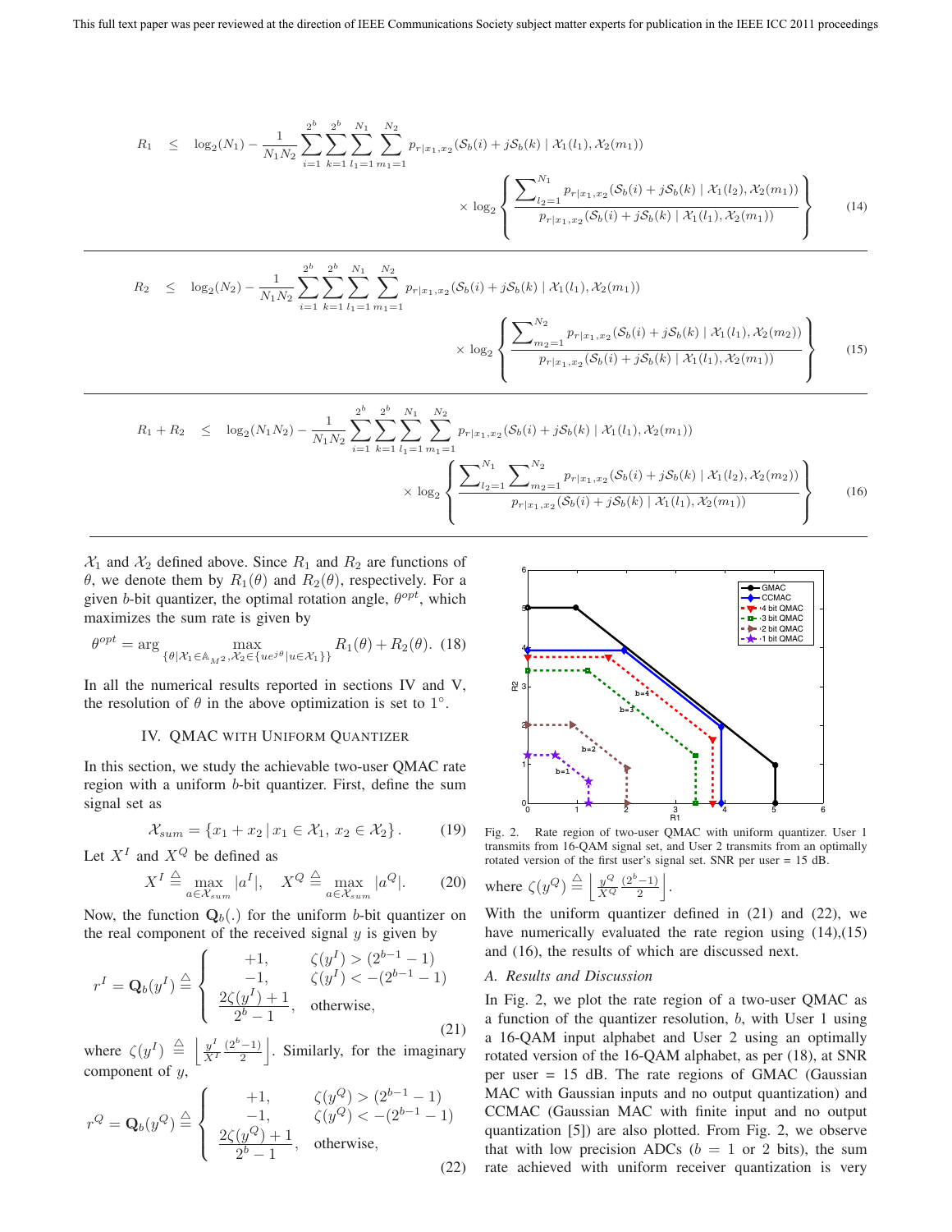$$R_1 \leq \log_2(N_1) - \frac{1}{N_1 N_2} \sum_{i=1}^{2^b} \sum_{k=1}^{2^b} \sum_{l_1=1}^{N_1} \sum_{m_1=1}^{N_2} p_{r|x_1,x_2}(\mathcal{S}_b(i) + j\mathcal{S}_b(k) \mid \mathcal{X}_1(l_1), \mathcal{X}_2(m_1)) \times \log_2 \left\{ \frac{\sum_{l_2=1}^{N_1} p_{r|x_1,x_2}(\mathcal{S}_b(i) + j\mathcal{S}_b(k) \mid \mathcal{X}_1(l_2), \mathcal{X}_2(m_1))}{p_{r|x_1,x_2}(\mathcal{S}_b(i) + j\mathcal{S}_b(k) \mid \mathcal{X}_1(l_1), \mathcal{X}_2(m_1))} \right\} \quad (14)$$

$$R_2 \leq \log_2(N_2) - \frac{1}{N_1 N_2} \sum_{i=1}^{2^b} \sum_{k=1}^{2^b} \sum_{l_1=1}^{N_1} \sum_{m_1=1}^{N_2} p_{r|x_1,x_2}(\mathcal{S}_b(i) + j\mathcal{S}_b(k) \mid \mathcal{X}_1(l_1), \mathcal{X}_2(m_1)) \times \log_2 \left\{ \frac{\sum_{m_2=1}^{N_2} p_{r|x_1,x_2}(\mathcal{S}_b(i) + j\mathcal{S}_b(k) \mid \mathcal{X}_1(l_1), \mathcal{X}_2(m_2))}{p_{r|x_1,x_2}(\mathcal{S}_b(i) + j\mathcal{S}_b(k) \mid \mathcal{X}_1(l_1), \mathcal{X}_2(m_1))} \right\} \quad (15)$$

$$R_1 + R_2 \leq \log_2(N_1 N_2) - \frac{1}{N_1 N_2} \sum_{i=1}^{2^b} \sum_{k=1}^{2^b} \sum_{l_1=1}^{N_1} \sum_{m_1=1}^{N_2} p_{r|x_1,x_2}(\mathcal{S}_b(i) + j\mathcal{S}_b(k) \mid \mathcal{X}_1(l_1), \mathcal{X}_2(m_1)) \times \log_2 \left\{ \frac{\sum_{l_2=1}^{N_1} \sum_{m_2=1}^{N_2} p_{r|x_1,x_2}(\mathcal{S}_b(i) + j\mathcal{S}_b(k) \mid \mathcal{X}_1(l_2), \mathcal{X}_2(m_2))}{p_{r|x_1,x_2}(\mathcal{S}_b(i) + j\mathcal{S}_b(k) \mid \mathcal{X}_1(l_1), \mathcal{X}_2(m_1))} \right\} \quad (16)$$

$\mathcal{X}_1$ and $\mathcal{X}_2$ defined above. Since $R_1$ and $R_2$ are functions of $\theta$, we denote them by $R_1(\theta)$ and $R_2(\theta)$, respectively. For a given $b$-bit quantizer, the optimal rotation angle, $\theta^{opt}$, which maximizes the sum rate is given by

$$\theta^{opt} = \arg \max_{\{\theta | \mathcal{X}_1 \in \mathbb{A}_{M^2}, \mathcal{X}_2 \in \{ue^{j\theta} | u \in \mathcal{X}_1\}\}} R_1(\theta) + R_2(\theta). \quad (18)$$

In all the numerical results reported in sections IV and V, the resolution of $\theta$ in the above optimization is set to $1^\circ$.

## IV. QMAC with Uniform Quantizer

In this section, we study the achievable two-user QMAC rate region with a uniform $b$-bit quantizer. First, define the sum signal set as

$$\mathcal{X}_{sum} = \{x_1 + x_2 \,|\, x_1 \in \mathcal{X}_1, \, x_2 \in \mathcal{X}_2\}. \quad (19)$$

Let $X^I$ and $X^Q$ be defined as

$$X^I \triangleq \max_{a \in \mathcal{X}_{sum}} |a^I|, \quad X^Q \triangleq \max_{a \in \mathcal{X}_{sum}} |a^Q|. \quad (20)$$

Now, the function $\mathbf{Q}_b(.)$ for the uniform $b$-bit quantizer on the real component of the received signal $y$ is given by

$$r^I = \mathbf{Q}_b(y^I) \triangleq \begin{cases} +1, & \zeta(y^I) > (2^{b-1} - 1) \\ -1, & \zeta(y^I) < -(2^{b-1} - 1) \\ \dfrac{2\zeta(y^I) + 1}{2^b - 1}, & \text{otherwise}, \end{cases} \quad (21)$$

where $\zeta(y^I) \triangleq \left\lfloor \frac{y^I}{X^I} \frac{(2^b-1)}{2} \right\rfloor$. Similarly, for the imaginary component of $y$,

$$r^Q = \mathbf{Q}_b(y^Q) \triangleq \begin{cases} +1, & \zeta(y^Q) > (2^{b-1} - 1) \\ -1, & \zeta(y^Q) < -(2^{b-1} - 1) \\ \dfrac{2\zeta(y^Q) + 1}{2^b - 1}, & \text{otherwise}, \end{cases} \quad (22)$$

where $\zeta(y^Q) \triangleq \left\lfloor \frac{y^Q}{X^Q} \frac{(2^b-1)}{2} \right\rfloor$.

Fig. 2. Rate region of two-user QMAC with uniform quantizer. User 1 transmits from 16-QAM signal set, and User 2 transmits from an optimally rotated version of the first user's signal set. SNR per user = 15 dB.

With the uniform quantizer defined in (21) and (22), we have numerically evaluated the rate region using (14),(15) and (16), the results of which are discussed next.

### A. Results and Discussion

In Fig. 2, we plot the rate region of a two-user QMAC as a function of the quantizer resolution, $b$, with User 1 using a 16-QAM input alphabet and User 2 using an optimally rotated version of the 16-QAM alphabet, as per (18), at SNR per user = 15 dB. The rate regions of GMAC (Gaussian MAC with Gaussian inputs and no output quantization) and CCMAC (Gaussian MAC with finite input and no output quantization [5]) are also plotted. From Fig. 2, we observe that with low precision ADCs ($b$ = 1 or 2 bits), the sum rate achieved with uniform receiver quantization is very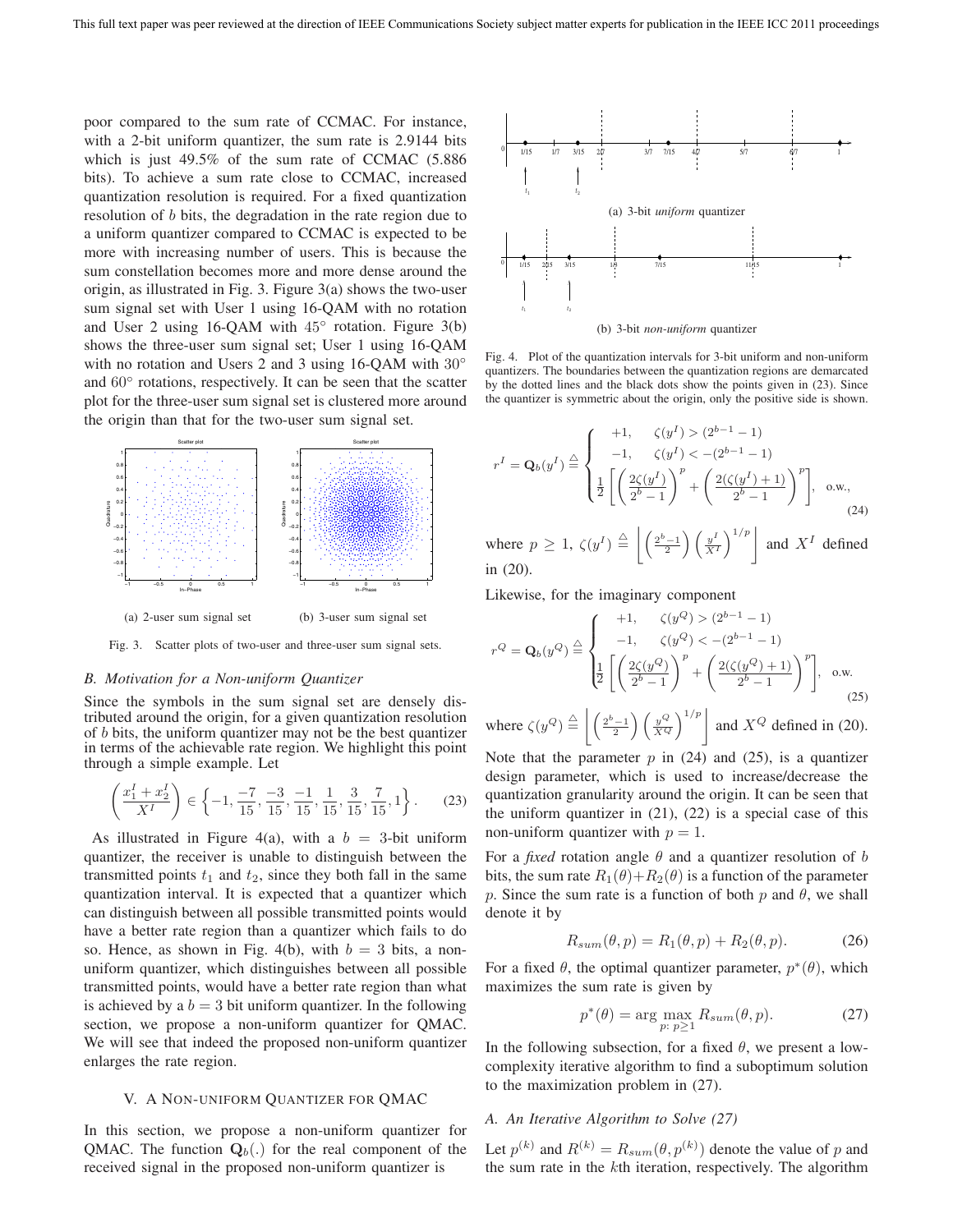poor compared to the sum rate of CCMAC. For instance, with a 2-bit uniform quantizer, the sum rate is 2.9144 bits which is just 49.5% of the sum rate of CCMAC (5.886 bits). To achieve a sum rate close to CCMAC, increased quantization resolution is required. For a fixed quantization resolution of $b$ bits, the degradation in the rate region due to a uniform quantizer compared to CCMAC is expected to be more with increasing number of users. This is because the sum constellation becomes more and more dense around the origin, as illustrated in Fig. 3. Figure 3(a) shows the two-user sum signal set with User 1 using 16-QAM with no rotation and User 2 using 16-QAM with $45^{\circ}$ rotation. Figure 3(b) shows the three-user sum signal set; User 1 using 16-QAM with no rotation and Users 2 and 3 using 16-QAM with $30^{\circ}$ and $60^{\circ}$ rotations, respectively. It can be seen that the scatter plot for the three-user sum signal set is clustered more around the origin than that for the two-user sum signal set.

(a) 2-user sum signal set (b) 3-user sum signal set

Fig. 3. Scatter plots of two-user and three-user sum signal sets.

### B. Motivation for a Non-uniform Quantizer

Since the symbols in the sum signal set are densely distributed around the origin, for a given quantization resolution of $b$ bits, the uniform quantizer may not be the best quantizer in terms of the achievable rate region. We highlight this point through a simple example. Let

$$\left(\frac{x_1^I + x_2^I}{X^I}\right) \in \left\{-1, \frac{-7}{15}, \frac{-3}{15}, \frac{-1}{15}, \frac{1}{15}, \frac{3}{15}, \frac{7}{15}, 1\right\}. \quad (23)$$

As illustrated in Figure 4(a), with a $b = 3$-bit uniform quantizer, the receiver is unable to distinguish between the transmitted points $t_1$ and $t_2$, since they both fall in the same quantization interval. It is expected that a quantizer which can distinguish between all possible transmitted points would have a better rate region than a quantizer which fails to do so. Hence, as shown in Fig. 4(b), with $b = 3$ bits, a non-uniform quantizer, which distinguishes between all possible transmitted points, would have a better rate region than what is achieved by a $b = 3$ bit uniform quantizer. In the following section, we propose a non-uniform quantizer for QMAC. We will see that indeed the proposed non-uniform quantizer enlarges the rate region.

## V. A Non-uniform Quantizer for QMAC

In this section, we propose a non-uniform quantizer for QMAC. The function $\mathbf{Q}_b(.)$ for the real component of the received signal in the proposed non-uniform quantizer is

(a) 3-bit *uniform* quantizer

(b) 3-bit *non-uniform* quantizer

Fig. 4. Plot of the quantization intervals for 3-bit uniform and non-uniform quantizers. The boundaries between the quantization regions are demarcated by the dotted lines and the black dots show the points given in (23). Since the quantizer is symmetric about the origin, only the positive side is shown.

$$r^I = \mathbf{Q}_b(y^I) \triangleq \begin{cases} +1, & \zeta(y^I) > (2^{b-1}-1) \\ -1, & \zeta(y^I) < -(2^{b-1}-1) \\ \frac{1}{2}\left[\left(\frac{2\zeta(y^I)}{2^b-1}\right)^p + \left(\frac{2(\zeta(y^I)+1)}{2^b-1}\right)^p\right], & \text{o.w.,} \end{cases} \quad (24)$$

where $p \geq 1$, $\zeta(y^I) \triangleq \left\lfloor \left(\frac{2^b-1}{2}\right)\left(\frac{y^I}{X^I}\right)^{1/p} \right\rfloor$ and $X^I$ defined in (20).

Likewise, for the imaginary component

$$r^Q = \mathbf{Q}_b(y^Q) \triangleq \begin{cases} +1, & \zeta(y^Q) > (2^{b-1}-1) \\ -1, & \zeta(y^Q) < -(2^{b-1}-1) \\ \frac{1}{2}\left[\left(\frac{2\zeta(y^Q)}{2^b-1}\right)^p + \left(\frac{2(\zeta(y^Q)+1)}{2^b-1}\right)^p\right], & \text{o.w.} \end{cases} \quad (25)$$

where $\zeta(y^Q) \triangleq \left\lfloor \left(\frac{2^b-1}{2}\right)\left(\frac{y^Q}{X^Q}\right)^{1/p} \right\rfloor$ and $X^Q$ defined in (20).

Note that the parameter $p$ in (24) and (25), is a quantizer design parameter, which is used to increase/decrease the quantization granularity around the origin. It can be seen that the uniform quantizer in (21), (22) is a special case of this non-uniform quantizer with $p = 1$.

For a *fixed* rotation angle $\theta$ and a quantizer resolution of $b$ bits, the sum rate $R_1(\theta)+R_2(\theta)$ is a function of the parameter $p$. Since the sum rate is a function of both $p$ and $\theta$, we shall denote it by

$$R_{sum}(\theta, p) = R_1(\theta, p) + R_2(\theta, p). \quad (26)$$

For a fixed $\theta$, the optimal quantizer parameter, $p^*(\theta)$, which maximizes the sum rate is given by

$$p^*(\theta) = \arg \max_{p:\, p \geq 1} R_{sum}(\theta, p). \quad (27)$$

In the following subsection, for a fixed $\theta$, we present a low-complexity iterative algorithm to find a suboptimum solution to the maximization problem in (27).

### A. An Iterative Algorithm to Solve (27)

Let $p^{(k)}$ and $R^{(k)} = R_{sum}(\theta, p^{(k)})$ denote the value of $p$ and the sum rate in the $k$th iteration, respectively. The algorithm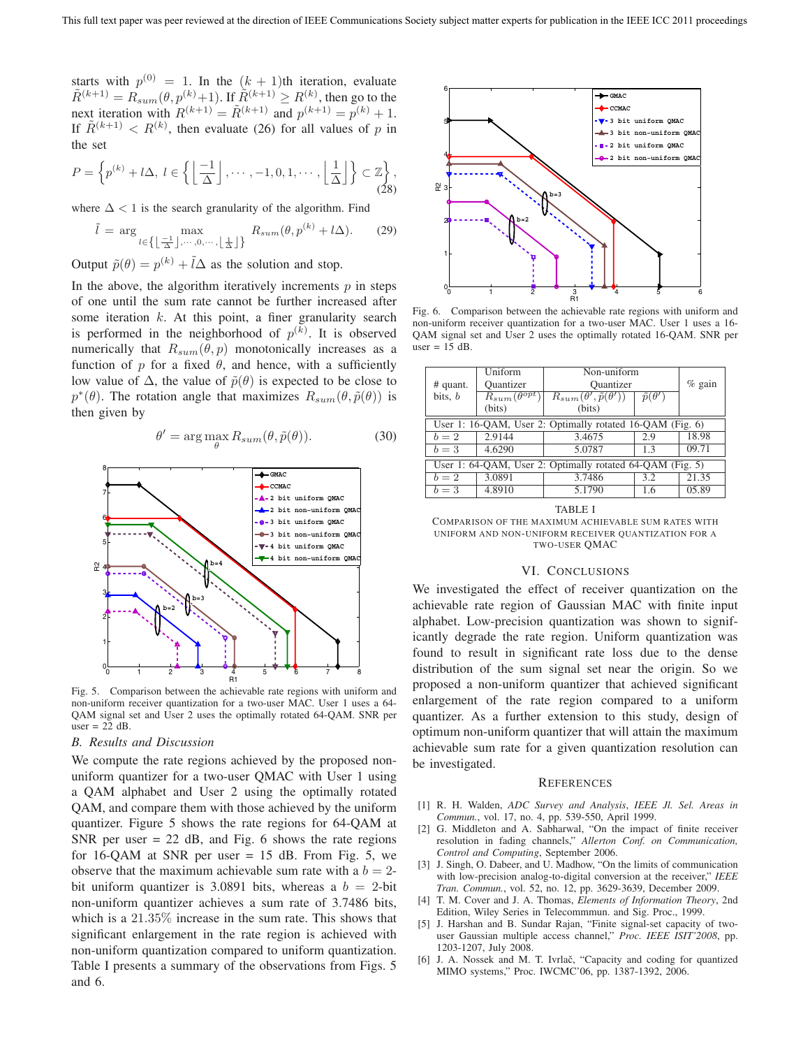starts with $p^{(0)} = 1$. In the $(k+1)$th iteration, evaluate $\tilde{R}^{(k+1)} = R_{sum}(\theta, p^{(k)}+1)$. If $\tilde{R}^{(k+1)} \geq R^{(k)}$, then go to the next iteration with $R^{(k+1)} = \tilde{R}^{(k+1)}$ and $p^{(k+1)} = p^{(k)} + 1$. If $\tilde{R}^{(k+1)} < R^{(k)}$, then evaluate (26) for all values of $p$ in the set

$$P = \left\{ p^{(k)} + l\Delta,\ l \in \left\{ \left\lfloor \frac{-1}{\Delta} \right\rfloor, \cdots, -1, 0, 1, \cdots, \left\lfloor \frac{1}{\Delta} \right\rfloor \right\} \subset \mathbb{Z} \right\}, \tag{28}$$

where $\Delta < 1$ is the search granularity of the algorithm. Find

$$\tilde{l} = \arg \max_{l \in \{\lfloor \frac{-1}{\Delta} \rfloor, \cdots, 0, \cdots, \lfloor \frac{1}{\Delta} \rfloor\}} R_{sum}(\theta, p^{(k)} + l\Delta). \tag{29}$$

Output $\tilde{p}(\theta) = p^{(k)} + \tilde{l}\Delta$ as the solution and stop.

In the above, the algorithm iteratively increments $p$ in steps of one until the sum rate cannot be further increased after some iteration $k$. At this point, a finer granularity search is performed in the neighborhood of $p^{(k)}$. It is observed numerically that $R_{sum}(\theta, p)$ monotonically increases as a function of $p$ for a fixed $\theta$, and hence, with a sufficiently low value of $\Delta$, the value of $\tilde{p}(\theta)$ is expected to be close to $p^*(\theta)$. The rotation angle that maximizes $R_{sum}(\theta, \tilde{p}(\theta))$ is then given by

$$\theta' = \arg \max_{\theta} R_{sum}(\theta, \tilde{p}(\theta)). \tag{30}$$

GMAC
CCMAC
2 bit uniform QMAC
2 bit non-uniform QMAC
3 bit uniform QMAC
3 bit non-uniform QMAC
4 bit uniform QMAC
4 bit non-uniform QMAC
b=4
b=3
b=2
R2
R1

Fig. 5. Comparison between the achievable rate regions with uniform and non-uniform receiver quantization for a two-user MAC. User 1 uses a 64-QAM signal set and User 2 uses the optimally rotated 64-QAM. SNR per user = 22 dB.

### B. Results and Discussion

We compute the rate regions achieved by the proposed non-uniform quantizer for a two-user QMAC with User 1 using a QAM alphabet and User 2 using the optimally rotated QAM, and compare them with those achieved by the uniform quantizer. Figure 5 shows the rate regions for 64-QAM at SNR per user = 22 dB, and Fig. 6 shows the rate regions for 16-QAM at SNR per user = 15 dB. From Fig. 5, we observe that the maximum achievable sum rate with a $b = 2$-bit uniform quantizer is 3.0891 bits, whereas a $b = 2$-bit non-uniform quantizer achieves a sum rate of 3.7486 bits, which is a 21.35% increase in the sum rate. This shows that significant enlargement in the rate region is achieved with non-uniform quantization compared to uniform quantization. Table I presents a summary of the observations from Figs. 5 and 6.

GMAC
CCMAC
3 bit uniform QMAC
3 bit non-uniform QMAC
2 bit uniform QMAC
2 bit non-uniform QMAC
b=3
b=2
R2
R1

Fig. 6. Comparison between the achievable rate regions with uniform and non-uniform receiver quantization for a two-user MAC. User 1 uses a 16-QAM signal set and User 2 uses the optimally rotated 16-QAM. SNR per user = 15 dB.

| # quant. bits, $b$ | Uniform Quantizer $R_{sum}(\theta^{opt})$ (bits) | Non-uniform Quantizer $R_{sum}(\theta', \tilde{p}(\theta'))$ (bits) | $\tilde{p}(\theta')$ | % gain |
|---|---|---|---|---|
| User 1: 16-QAM, User 2: Optimally rotated 16-QAM (Fig. 6) | | | | |
| $b = 2$ | 2.9144 | 3.4675 | 2.9 | 18.98 |
| $b = 3$ | 4.6290 | 5.0787 | 1.3 | 09.71 |
| User 1: 64-QAM, User 2: Optimally rotated 64-QAM (Fig. 5) | | | | |
| $b = 2$ | 3.0891 | 3.7486 | 3.2 | 21.35 |
| $b = 3$ | 4.8910 | 5.1790 | 1.6 | 05.89 |

TABLE I

COMPARISON OF THE MAXIMUM ACHIEVABLE SUM RATES WITH UNIFORM AND NON-UNIFORM RECEIVER QUANTIZATION FOR A TWO-USER QMAC

## VI. CONCLUSIONS

We investigated the effect of receiver quantization on the achievable rate region of Gaussian MAC with finite input alphabet. Low-precision quantization was shown to significantly degrade the rate region. Uniform quantization was found to result in significant rate loss due to the dense distribution of the sum signal set near the origin. So we proposed a non-uniform quantizer that achieved significant enlargement of the rate region compared to a uniform quantizer. As a further extension to this study, design of optimum non-uniform quantizer that will attain the maximum achievable sum rate for a given quantization resolution can be investigated.

## REFERENCES

[1] R. H. Walden, *ADC Survey and Analysis*, *IEEE Jl. Sel. Areas in Commun.*, vol. 17, no. 4, pp. 539-550, April 1999.

[2] G. Middleton and A. Sabharwal, "On the impact of finite receiver resolution in fading channels," *Allerton Conf. on Communication, Control and Computing*, September 2006.

[3] J. Singh, O. Dabeer, and U. Madhow, "On the limits of communication with low-precision analog-to-digital conversion at the receiver," *IEEE Tran. Commun.*, vol. 52, no. 12, pp. 3629-3639, December 2009.

[4] T. M. Cover and J. A. Thomas, *Elements of Information Theory*, 2nd Edition, Wiley Series in Telecommmun. and Sig. Proc., 1999.

[5] J. Harshan and B. Sundar Rajan, "Finite signal-set capacity of two-user Gaussian multiple access channel," *Proc. IEEE ISIT'2008*, pp. 1203-1207, July 2008.

[6] J. A. Nossek and M. T. Ivrlač, "Capacity and coding for quantized MIMO systems," Proc. IWCMC'06, pp. 1387-1392, 2006.